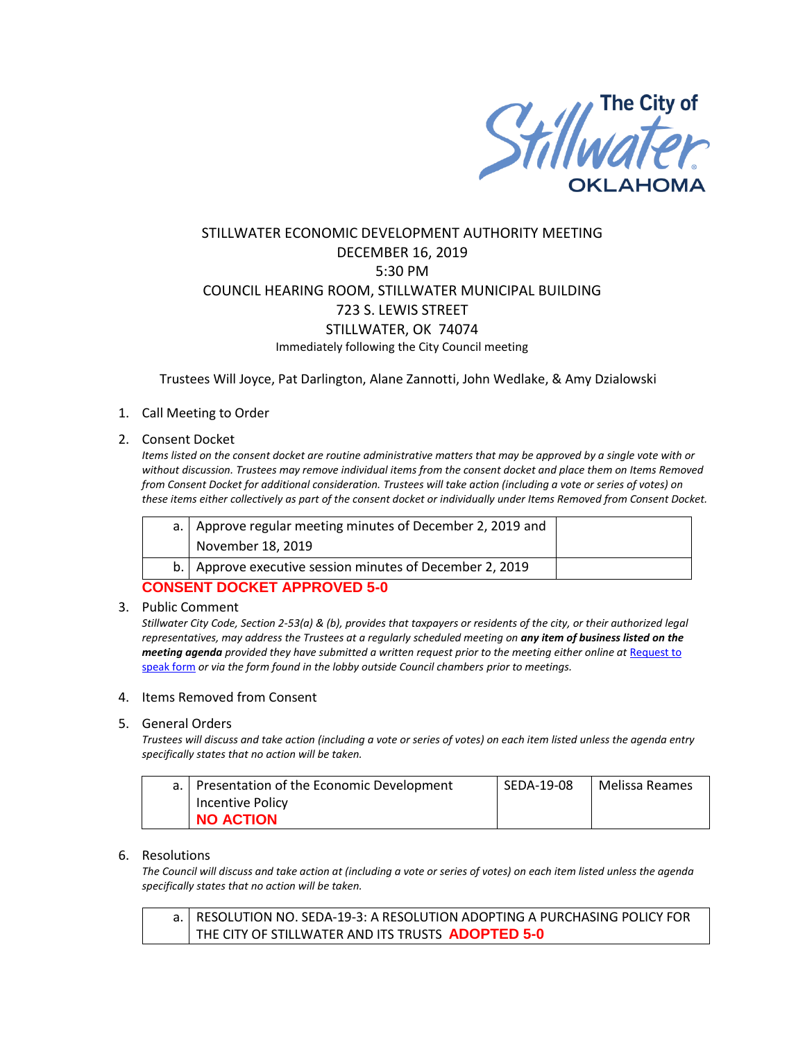The City of Stillwater OKLAHOMA

# STILLWATER ECONOMIC DEVELOPMENT AUTHORITY MEETING

DECEMBER 16, 2019

5:30 PM

COUNCIL HEARING ROOM, STILLWATER MUNICIPAL BUILDING

723 S. LEWIS STREET

STILLWATER, OK 74074

Immediately following the City Council meeting

Trustees Will Joyce, Pat Darlington, Alane Zannotti, John Wedlake, & Amy Dzialowski

1. Call Meeting to Order

2. Consent Docket

   *Items listed on the consent docket are routine administrative matters that may be approved by a single vote with or without discussion. Trustees may remove individual items from the consent docket and place them on Items Removed from Consent Docket for additional consideration. Trustees will take action (including a vote or series of votes) on these items either collectively as part of the consent docket or individually under Items Removed from Consent Docket.*

| | | |
|---|---|---|
| a. | Approve regular meeting minutes of December 2, 2019 and November 18, 2019 | |
| b. | Approve executive session minutes of December 2, 2019 | |

**CONSENT DOCKET APPROVED 5-0**

3. Public Comment

   *Stillwater City Code, Section 2-53(a) & (b), provides that taxpayers or residents of the city, or their authorized legal representatives, may address the Trustees at a regularly scheduled meeting on **any item of business listed on the meeting agenda** provided they have submitted a written request prior to the meeting either online at [Request to speak form] or via the form found in the lobby outside Council chambers prior to meetings.*

4. Items Removed from Consent

5. General Orders

   *Trustees will discuss and take action (including a vote or series of votes) on each item listed unless the agenda entry specifically states that no action will be taken.*

| | | | |
|---|---|---|---|
| a. | Presentation of the Economic Development Incentive Policy **NO ACTION** | SEDA-19-08 | Melissa Reames |

6. Resolutions

   *The Council will discuss and take action at (including a vote or series of votes) on each item listed unless the agenda specifically states that no action will be taken.*

| | |
|---|---|
| a. | RESOLUTION NO. SEDA-19-3: A RESOLUTION ADOPTING A PURCHASING POLICY FOR THE CITY OF STILLWATER AND ITS TRUSTS **ADOPTED 5-0** |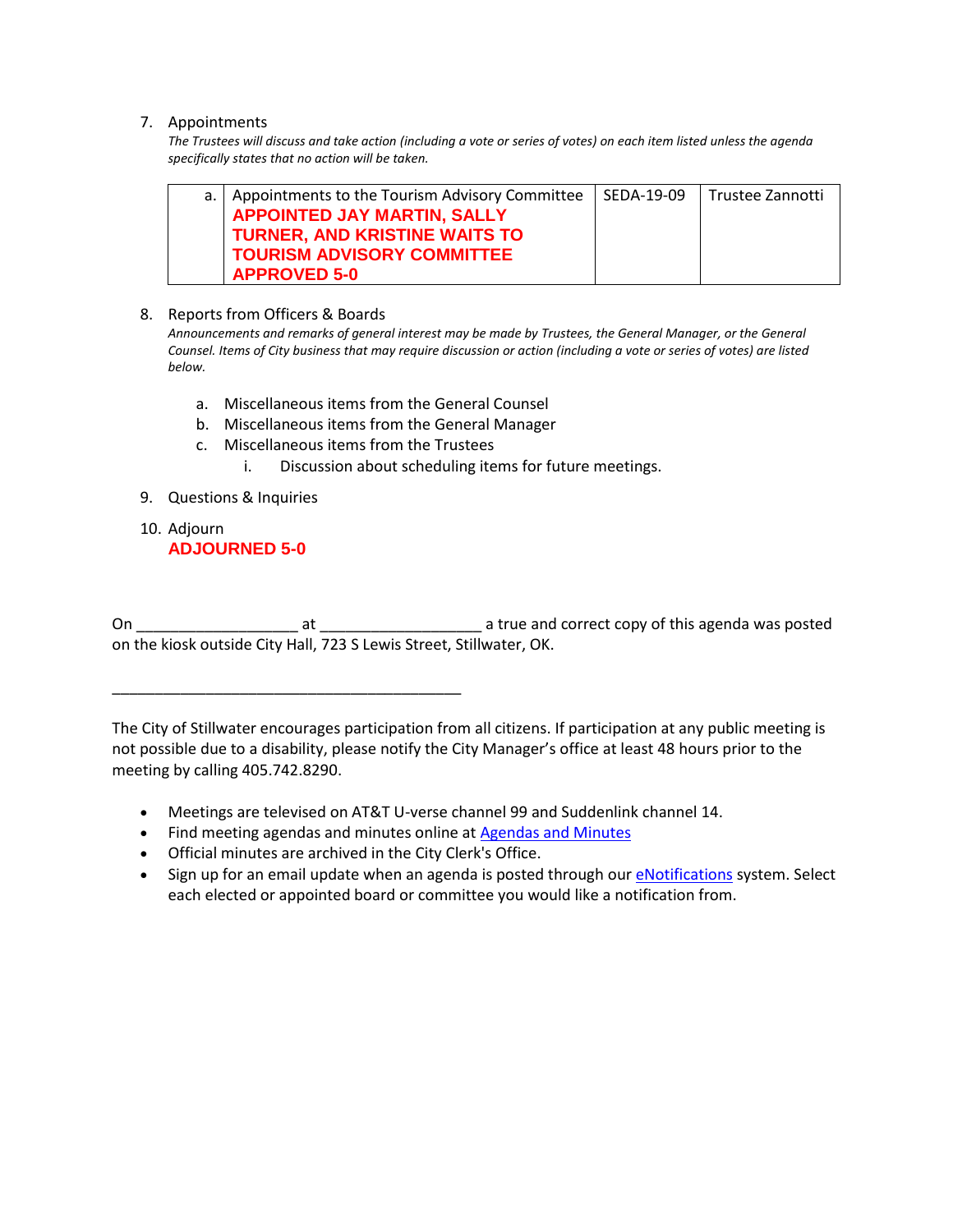7. Appointments

   *The Trustees will discuss and take action (including a vote or series of votes) on each item listed unless the agenda specifically states that no action will be taken.*

| | | | |
|---|---|---|---|
| a. | Appointments to the Tourism Advisory Committee **APPOINTED JAY MARTIN, SALLY TURNER, AND KRISTINE WAITS TO TOURISM ADVISORY COMMITTEE APPROVED 5-0** | SEDA-19-09 | Trustee Zannotti |

8. Reports from Officers & Boards

   *Announcements and remarks of general interest may be made by Trustees, the General Manager, or the General Counsel. Items of City business that may require discussion or action (including a vote or series of votes) are listed below.*

   a. Miscellaneous items from the General Counsel
   b. Miscellaneous items from the General Manager
   c. Miscellaneous items from the Trustees
      i. Discussion about scheduling items for future meetings.

9. Questions & Inquiries

10. Adjourn

    **ADJOURNED 5-0**

On ___________________ at ___________________ a true and correct copy of this agenda was posted on the kiosk outside City Hall, 723 S Lewis Street, Stillwater, OK.

_________________________________________

The City of Stillwater encourages participation from all citizens. If participation at any public meeting is not possible due to a disability, please notify the City Manager's office at least 48 hours prior to the meeting by calling 405.742.8290.

- Meetings are televised on AT&T U-verse channel 99 and Suddenlink channel 14.
- Find meeting agendas and minutes online at Agendas and Minutes
- Official minutes are archived in the City Clerk's Office.
- Sign up for an email update when an agenda is posted through our eNotifications system. Select each elected or appointed board or committee you would like a notification from.